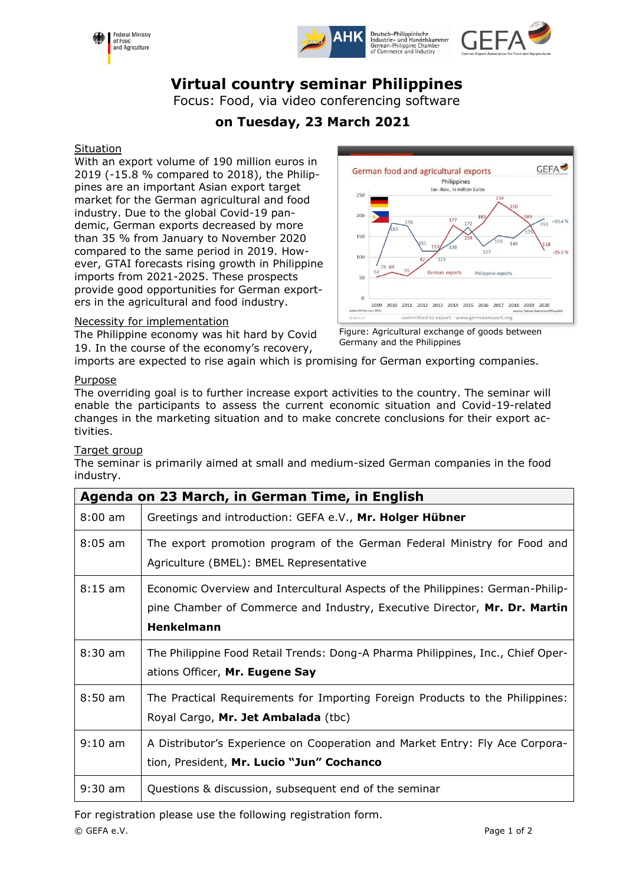# Virtual country seminar Philippines

Focus: Food, via video conferencing software

## on Tuesday, 23 March 2021

**Situation**

With an export volume of 190 million euros in 2019 (-15.8 % compared to 2018), the Philippines are an important Asian export target market for the German agricultural and food industry. Due to the global Covid-19 pandemic, German exports decreased by more than 35 % from January to November 2020 compared to the same period in 2019. However, GTAI forecasts rising growth in Philippine imports from 2021-2025. These prospects provide good opportunities for German exporters in the agricultural and food industry.

Figure: Agricultural exchange of goods between Germany and the Philippines

**Necessity for implementation**

The Philippine economy was hit hard by Covid 19. In the course of the economy's recovery, imports are expected to rise again which is promising for German exporting companies.

**Purpose**

The overriding goal is to further increase export activities to the country. The seminar will enable the participants to assess the current economic situation and Covid-19-related changes in the marketing situation and to make concrete conclusions for their export activities.

**Target group**

The seminar is primarily aimed at small and medium-sized German companies in the food industry.

| Agenda on 23 March, in German Time, in English | |
|---|---|
| 8:00 am | Greetings and introduction: GEFA e.V., **Mr. Holger Hübner** |
| 8:05 am | The export promotion program of the German Federal Ministry for Food and Agriculture (BMEL): BMEL Representative |
| 8:15 am | Economic Overview and Intercultural Aspects of the Philippines: German-Philippine Chamber of Commerce and Industry, Executive Director, **Mr. Dr. Martin Henkelmann** |
| 8:30 am | The Philippine Food Retail Trends: Dong-A Pharma Philippines, Inc., Chief Operations Officer, **Mr. Eugene Say** |
| 8:50 am | The Practical Requirements for Importing Foreign Products to the Philippines: Royal Cargo, **Mr. Jet Ambalada** (tbc) |
| 9:10 am | A Distributor's Experience on Cooperation and Market Entry: Fly Ace Corporation, President, **Mr. Lucio "Jun" Cochanco** |
| 9:30 am | Questions & discussion, subsequent end of the seminar |

For registration please use the following registration form.

© GEFA e.V.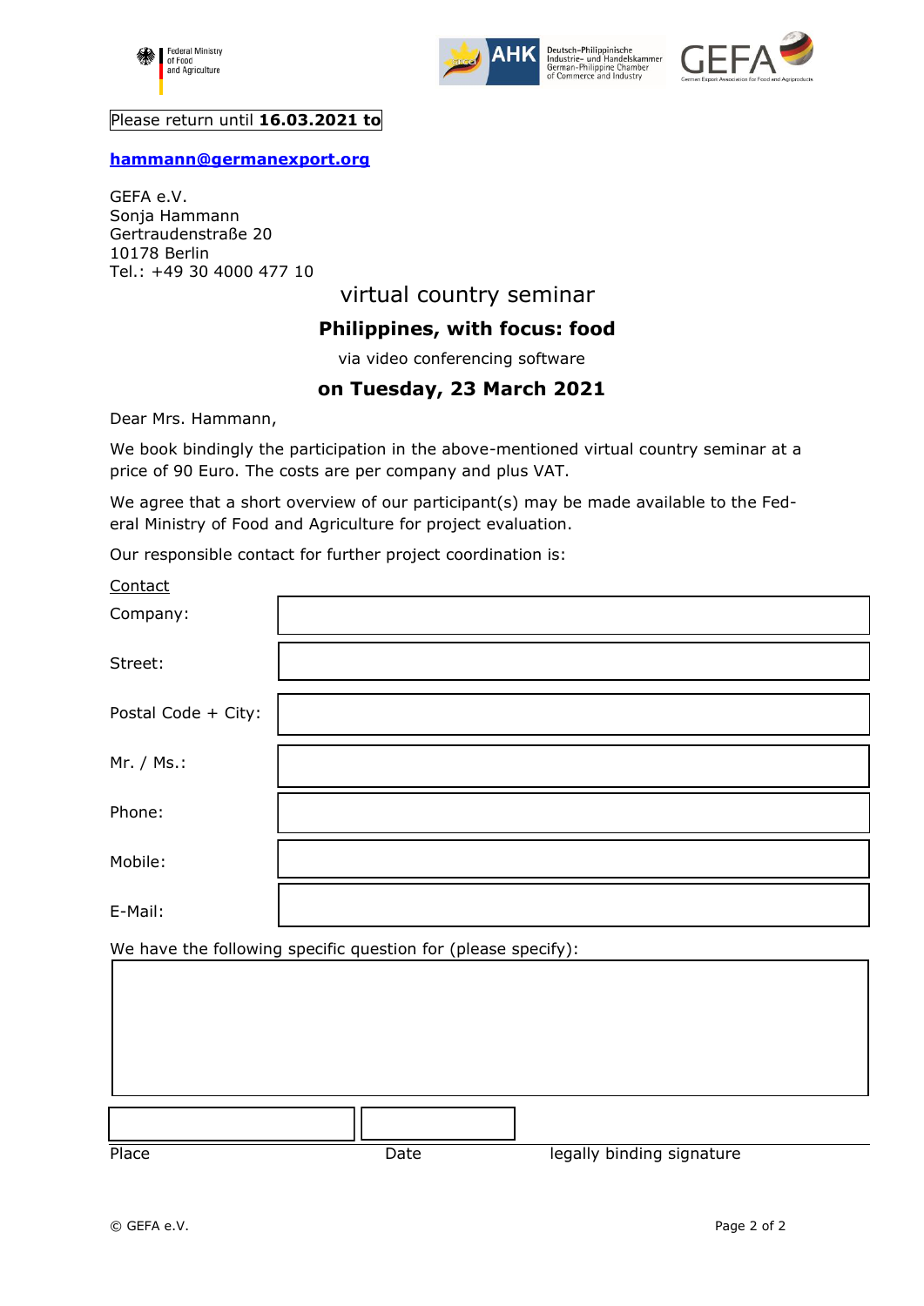Please return until **16.03.2021 to**

**hammann@germanexport.org**

GEFA e.V.
Sonja Hammann
Gertraudenstraße 20
10178 Berlin
Tel.: +49 30 4000 477 10

virtual country seminar

**Philippines, with focus: food**

via video conferencing software

**on Tuesday, 23 March 2021**

Dear Mrs. Hammann,

We book bindingly the participation in the above-mentioned virtual country seminar at a price of 90 Euro. The costs are per company and plus VAT.

We agree that a short overview of our participant(s) may be made available to the Federal Ministry of Food and Agriculture for project evaluation.

Our responsible contact for further project coordination is:

Contact

| | |
|---|---|
| Company: | |
| Street: | |
| Postal Code + City: | |
| Mr. / Ms.: | |
| Phone: | |
| Mobile: | |
| E-Mail: | |

We have the following specific question for (please specify):

Place Date legally binding signature

© GEFA e.V.